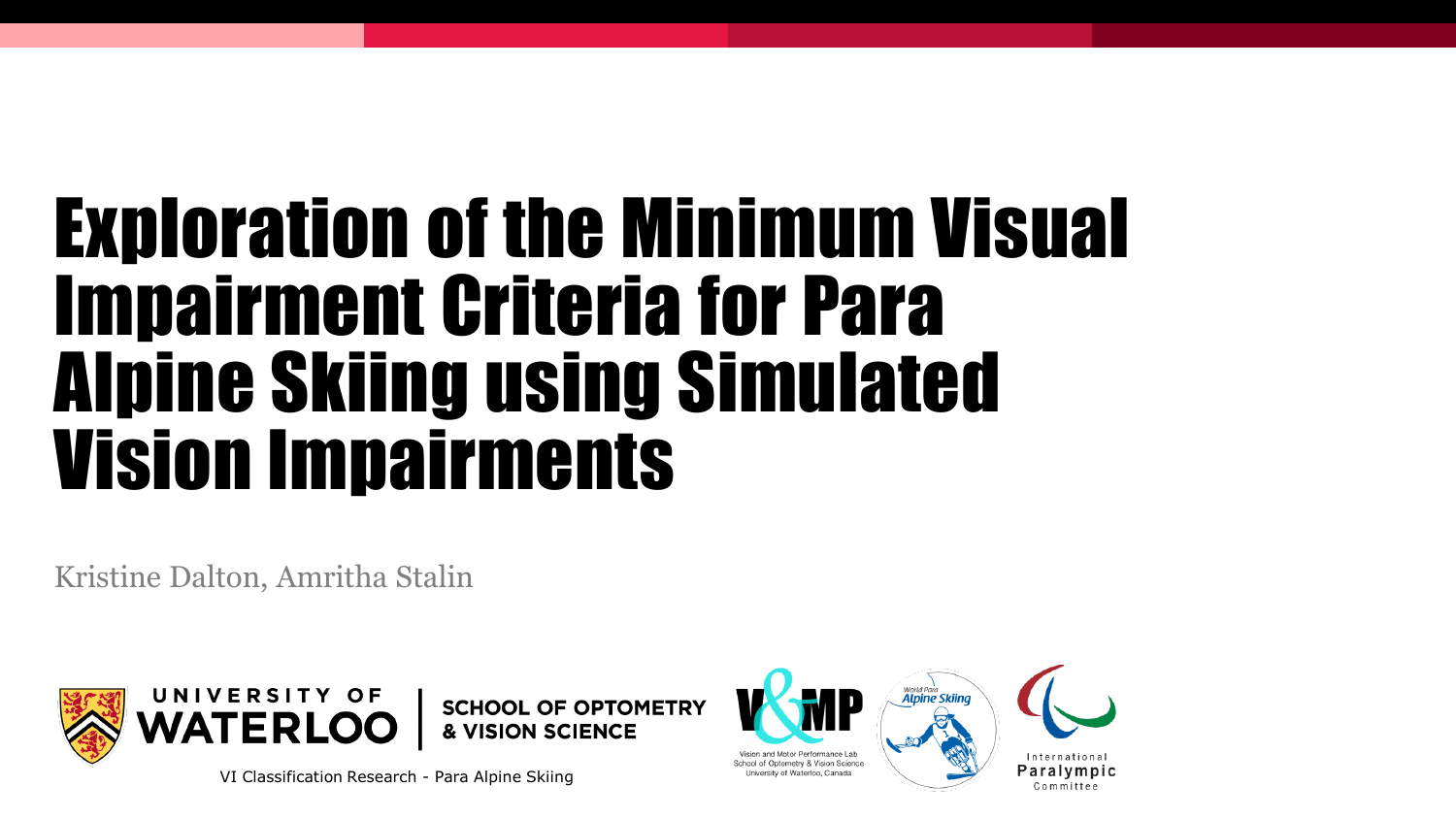# Exploration of the Minimum Visual Impairment Criteria for Para Alpine Skiing using Simulated Vision Impairments

Kristine Dalton, Amritha Stalin

UNIVERSITY OF WATERLOO | SCHOOL OF OPTOMETRY & VISION SCIENCE

VI Classification Research - Para Alpine Skiing

V&MP — Vision and Motor Performance Lab, School of Optometry & Vision Science, University of Waterloo, Canada

World Para Alpine Skiing

International Paralympic Committee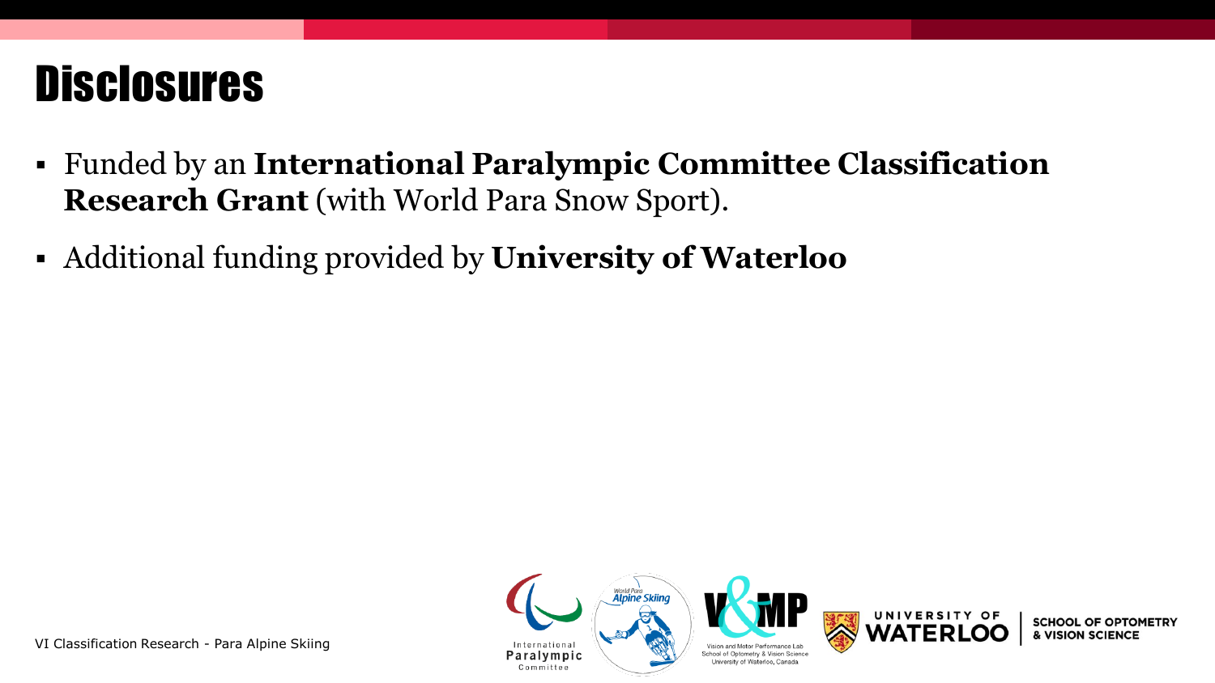# Disclosures

- Funded by an **International Paralympic Committee Classification Research Grant** (with World Para Snow Sport).
- Additional funding provided by **University of Waterloo**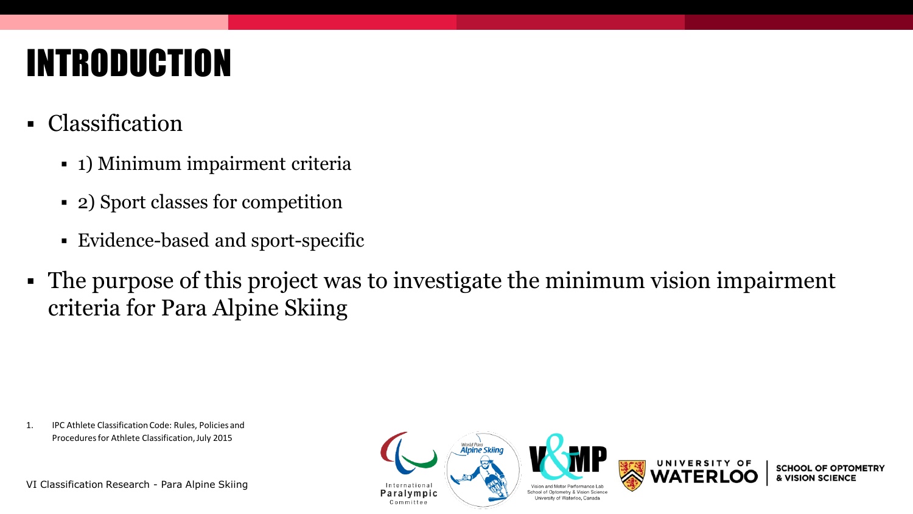# INTRODUCTION

- Classification
  - 1) Minimum impairment criteria
  - 2) Sport classes for competition
  - Evidence-based and sport-specific
- The purpose of this project was to investigate the minimum vision impairment criteria for Para Alpine Skiing

1. IPC Athlete Classification Code: Rules, Policies and Procedures for Athlete Classification, July 2015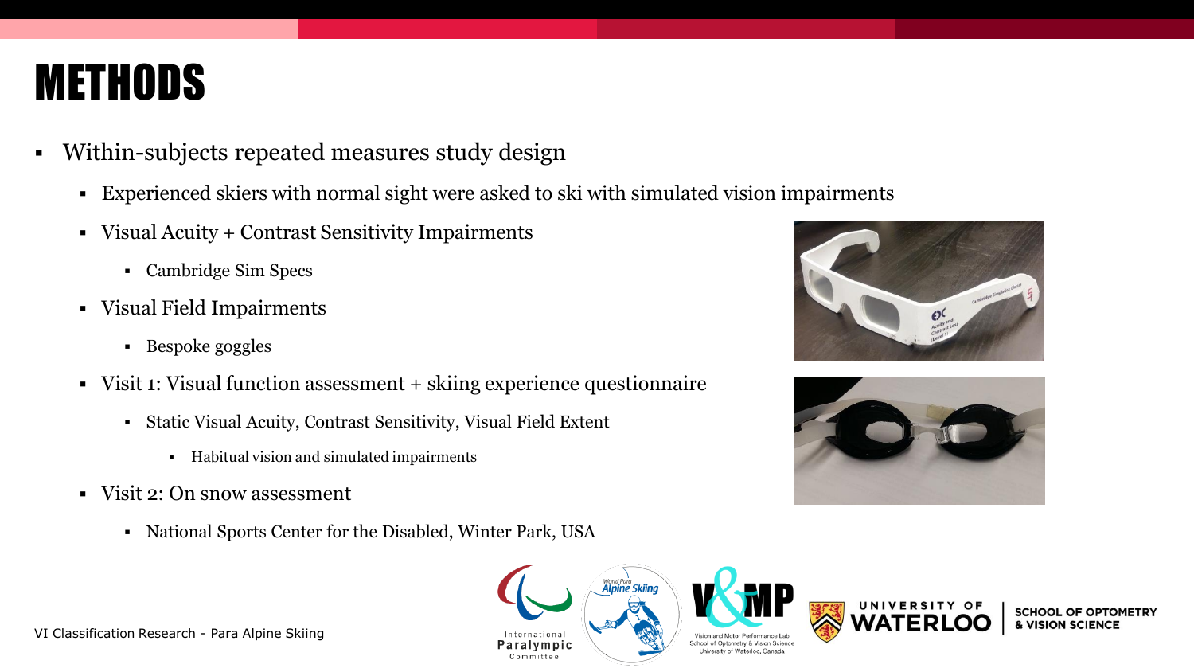# METHODS

- Within-subjects repeated measures study design
  - Experienced skiers with normal sight were asked to ski with simulated vision impairments
  - Visual Acuity + Contrast Sensitivity Impairments
    - Cambridge Sim Specs
  - Visual Field Impairments
    - Bespoke goggles
  - Visit 1: Visual function assessment + skiing experience questionnaire
    - Static Visual Acuity, Contrast Sensitivity, Visual Field Extent
      - Habitual vision and simulated impairments
  - Visit 2: On snow assessment
    - National Sports Center for the Disabled, Winter Park, USA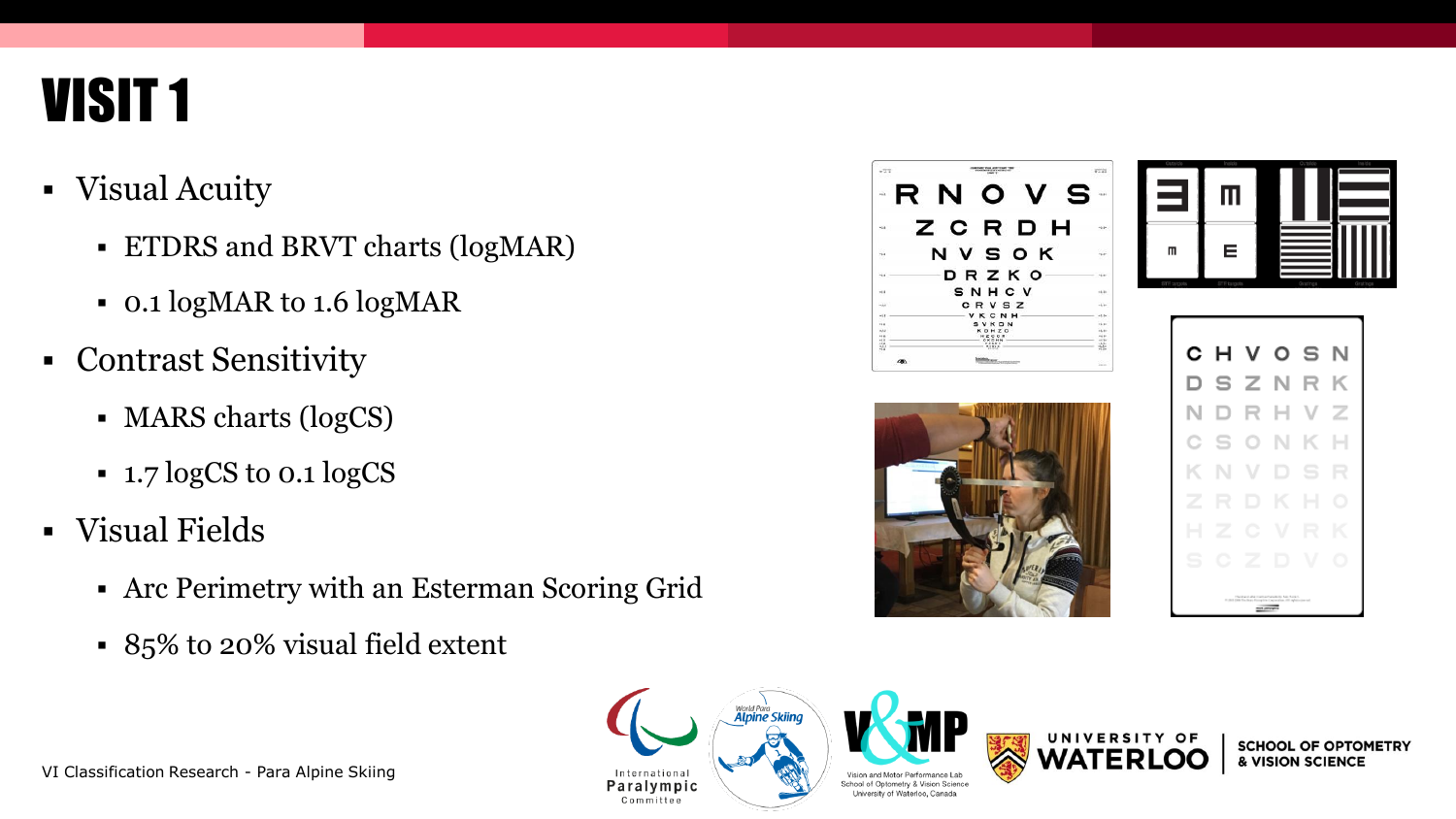# VISIT 1

- Visual Acuity
  - ETDRS and BRVT charts (logMAR)
  - 0.1 logMAR to 1.6 logMAR
- Contrast Sensitivity
  - MARS charts (logCS)
  - 1.7 logCS to 0.1 logCS
- Visual Fields
  - Arc Perimetry with an Esterman Scoring Grid
  - 85% to 20% visual field extent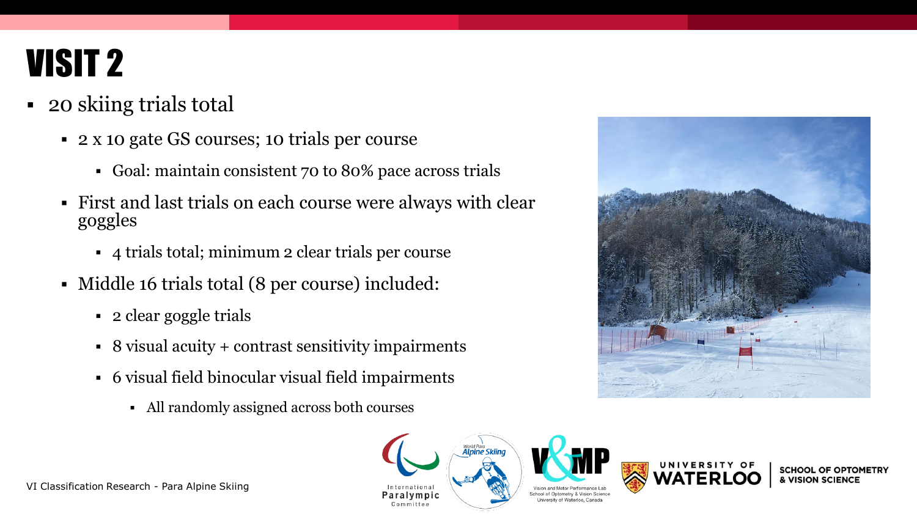# VISIT 2

- 20 skiing trials total
  - 2 x 10 gate GS courses; 10 trials per course
    - Goal: maintain consistent 70 to 80% pace across trials
  - First and last trials on each course were always with clear goggles
    - 4 trials total; minimum 2 clear trials per course
  - Middle 16 trials total (8 per course) included:
    - 2 clear goggle trials
    - 8 visual acuity + contrast sensitivity impairments
    - 6 visual field binocular visual field impairments
      - All randomly assigned across both courses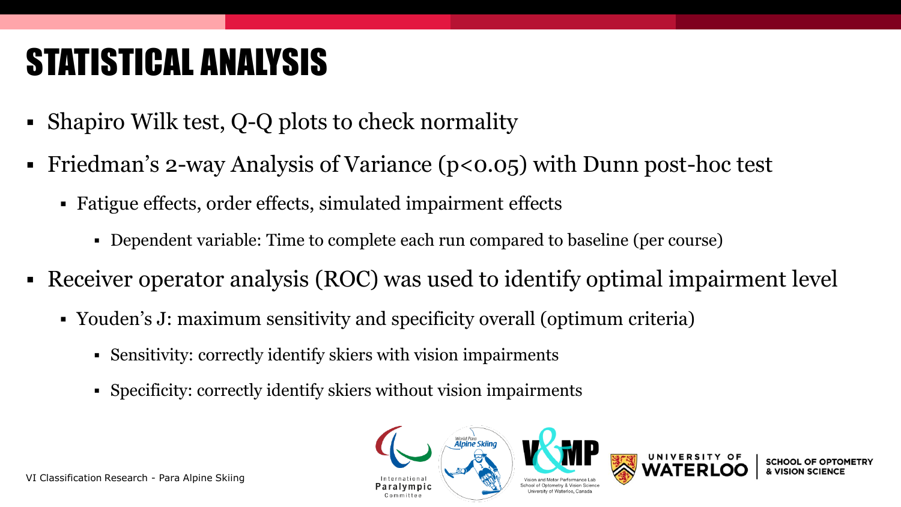# STATISTICAL ANALYSIS

- Shapiro Wilk test, Q-Q plots to check normality
- Friedman's 2-way Analysis of Variance ($p<0.05$) with Dunn post-hoc test
  - Fatigue effects, order effects, simulated impairment effects
    - Dependent variable: Time to complete each run compared to baseline (per course)
- Receiver operator analysis (ROC) was used to identify optimal impairment level
  - Youden's J: maximum sensitivity and specificity overall (optimum criteria)
    - Sensitivity: correctly identify skiers with vision impairments
    - Specificity: correctly identify skiers without vision impairments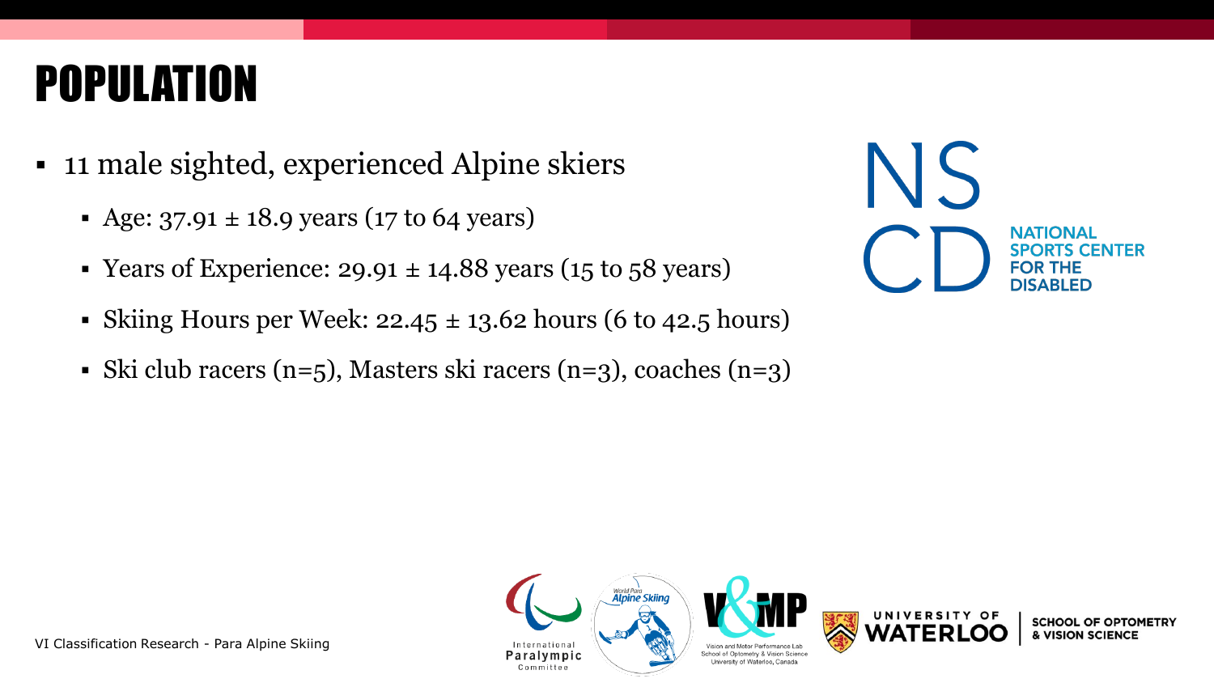# POPULATION

- 11 male sighted, experienced Alpine skiers
  - Age: 37.91 ± 18.9 years (17 to 64 years)
  - Years of Experience: 29.91 ± 14.88 years (15 to 58 years)
  - Skiing Hours per Week: 22.45 ± 13.62 hours (6 to 42.5 hours)
  - Ski club racers (n=5), Masters ski racers (n=3), coaches (n=3)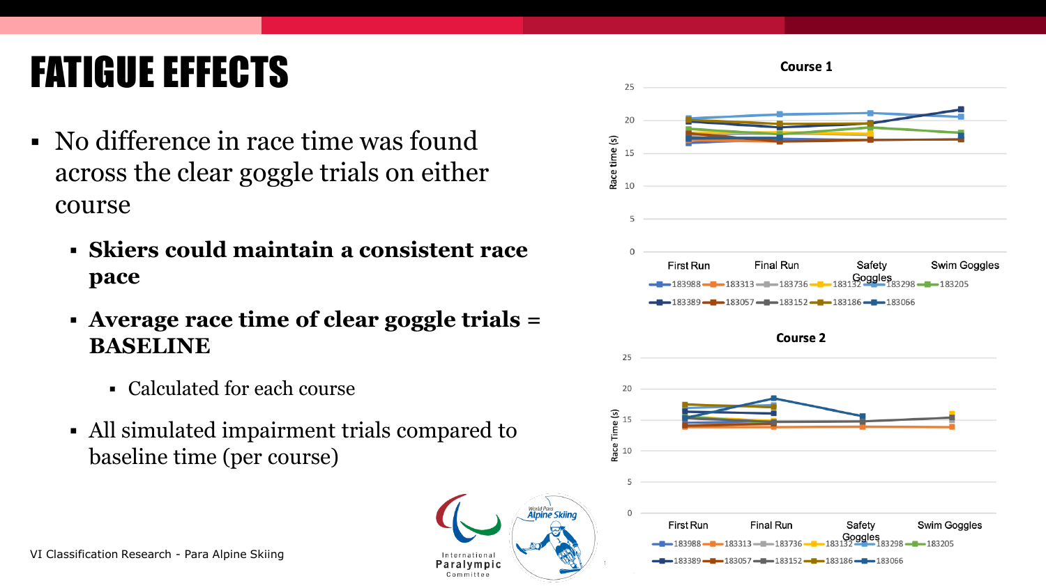# FATIGUE EFFECTS

- No difference in race time was found across the clear goggle trials on either course
  - **Skiers could maintain a consistent race pace**
  - **Average race time of clear goggle trials = BASELINE**
    - Calculated for each course
  - All simulated impairment trials compared to baseline time (per course)

**Course 1**

Race time (s): 0, 5, 10, 15, 20, 25

First Run | Final Run | Safety Goggles | Swim Goggles

183988, 183313, 183736, 183132, 183298, 183205, 183389, 183057, 183152, 183186, 183066

**Course 2**

Race Time (s): 0, 5, 10, 15, 20, 25

First Run | Final Run | Safety Goggles | Swim Goggles

183988, 183313, 183736, 183132, 183298, 183205, 183389, 183057, 183152, 183186, 183066

VI Classification Research - Para Alpine Skiing

International Paralympic Committee

World Para Alpine Skiing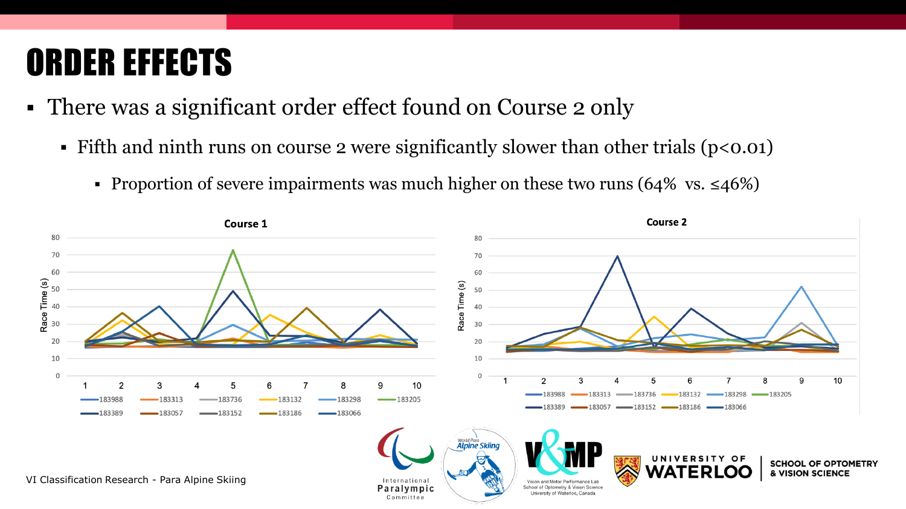# ORDER EFFECTS

- There was a significant order effect found on Course 2 only
  - Fifth and ninth runs on course 2 were significantly slower than other trials ($p<0.01$)
    - Proportion of severe impairments was much higher on these two runs (64% vs. ≤46%)

**Course 1**

**Course 2**

VI Classification Research - Para Alpine Skiing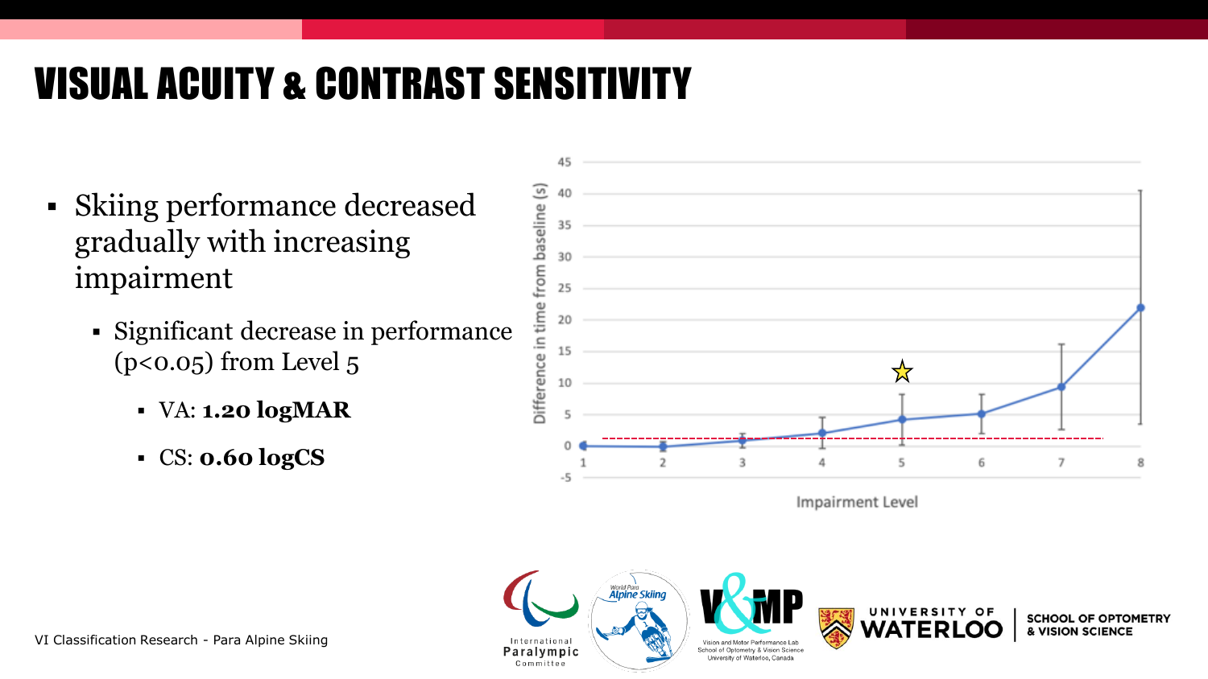# VISUAL ACUITY & CONTRAST SENSITIVITY

- Skiing performance decreased gradually with increasing impairment
  - Significant decrease in performance ($p<0.05$) from Level 5
    - VA: **1.20 logMAR**
    - CS: **0.60 logCS**

VI Classification Research - Para Alpine Skiing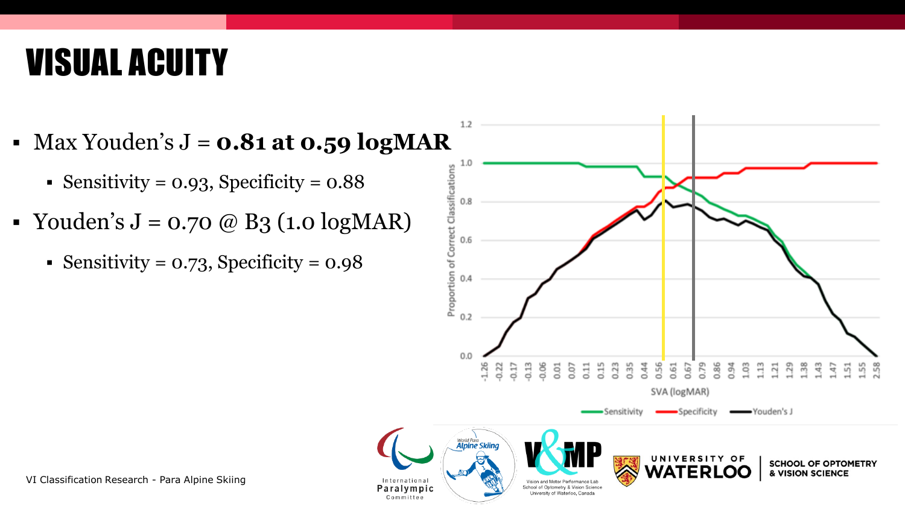# VISUAL ACUITY

- Max Youden's J = **0.81 at 0.59 logMAR**
  - Sensitivity = 0.93, Specificity = 0.88
- Youden's J = 0.70 @ B3 (1.0 logMAR)
  - Sensitivity = 0.73, Specificity = 0.98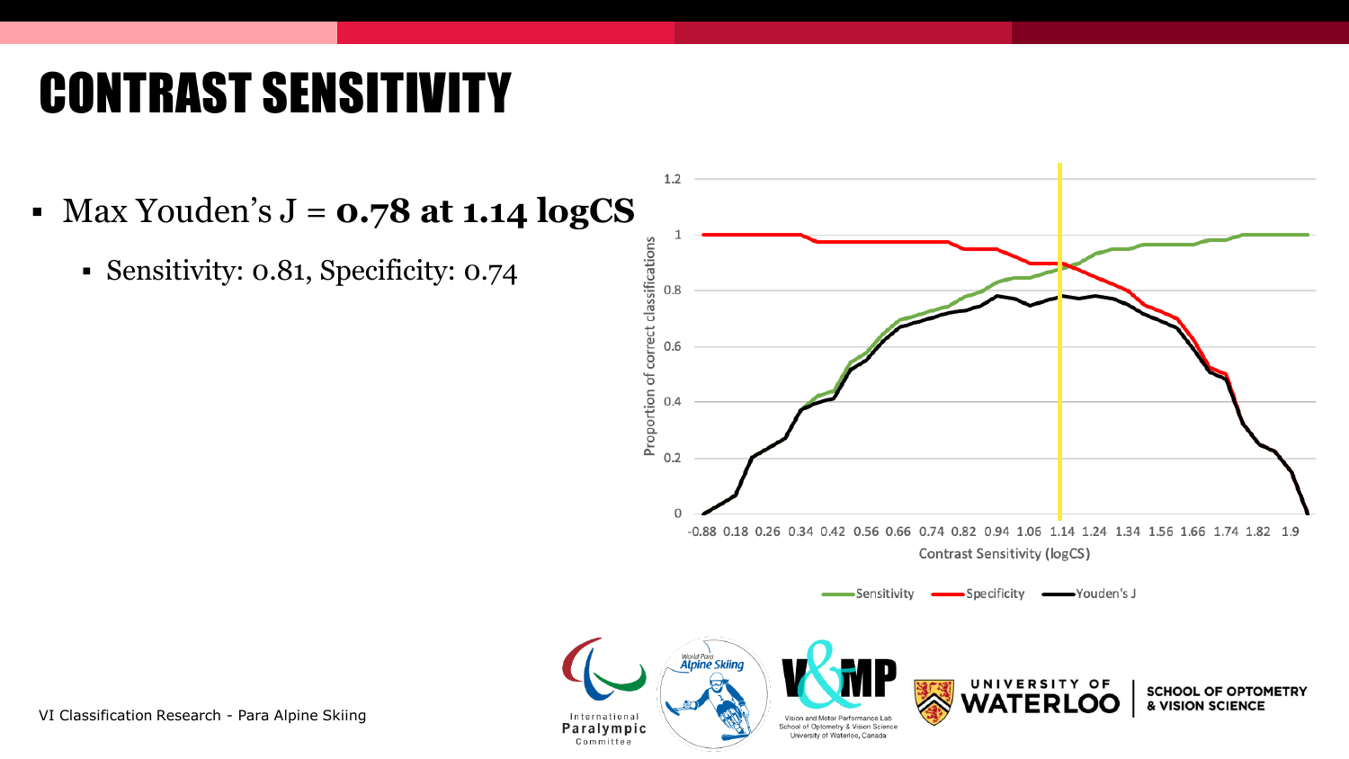# CONTRAST SENSITIVITY

- Max Youden's J = **0.78 at 1.14 logCS**
  - Sensitivity: 0.81, Specificity: 0.74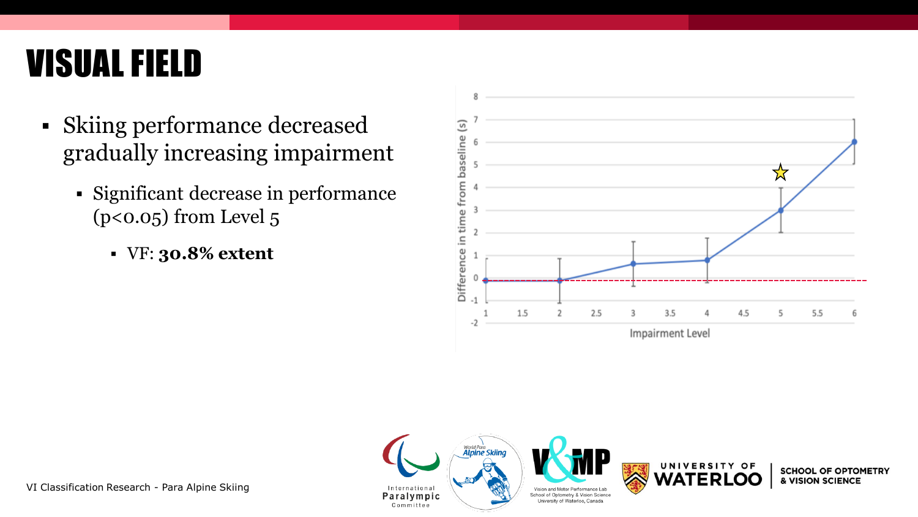# VISUAL FIELD

- Skiing performance decreased gradually increasing impairment
  - Significant decrease in performance ($p<0.05$) from Level 5
    - VF: **30.8% extent**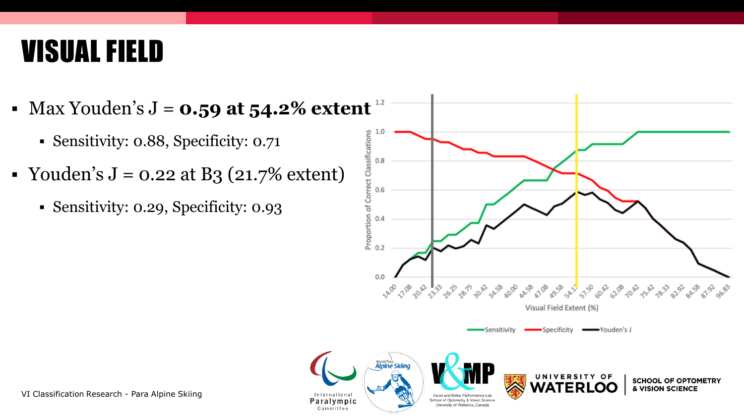# VISUAL FIELD

- Max Youden's J = **0.59 at 54.2% extent**
  - Sensitivity: 0.88, Specificity: 0.71
- Youden's J = 0.22 at B3 (21.7% extent)
  - Sensitivity: 0.29, Specificity: 0.93

VI Classification Research - Para Alpine Skiing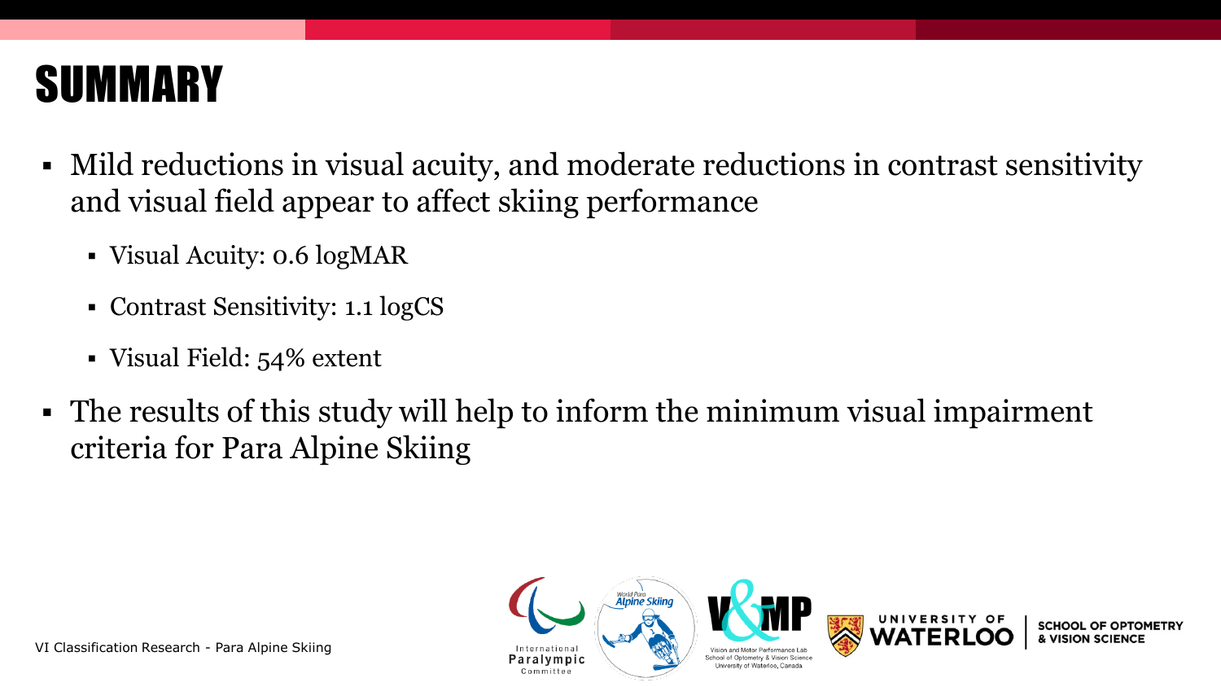# SUMMARY

- Mild reductions in visual acuity, and moderate reductions in contrast sensitivity and visual field appear to affect skiing performance
  - Visual Acuity: 0.6 logMAR
  - Contrast Sensitivity: 1.1 logCS
  - Visual Field: 54% extent
- The results of this study will help to inform the minimum visual impairment criteria for Para Alpine Skiing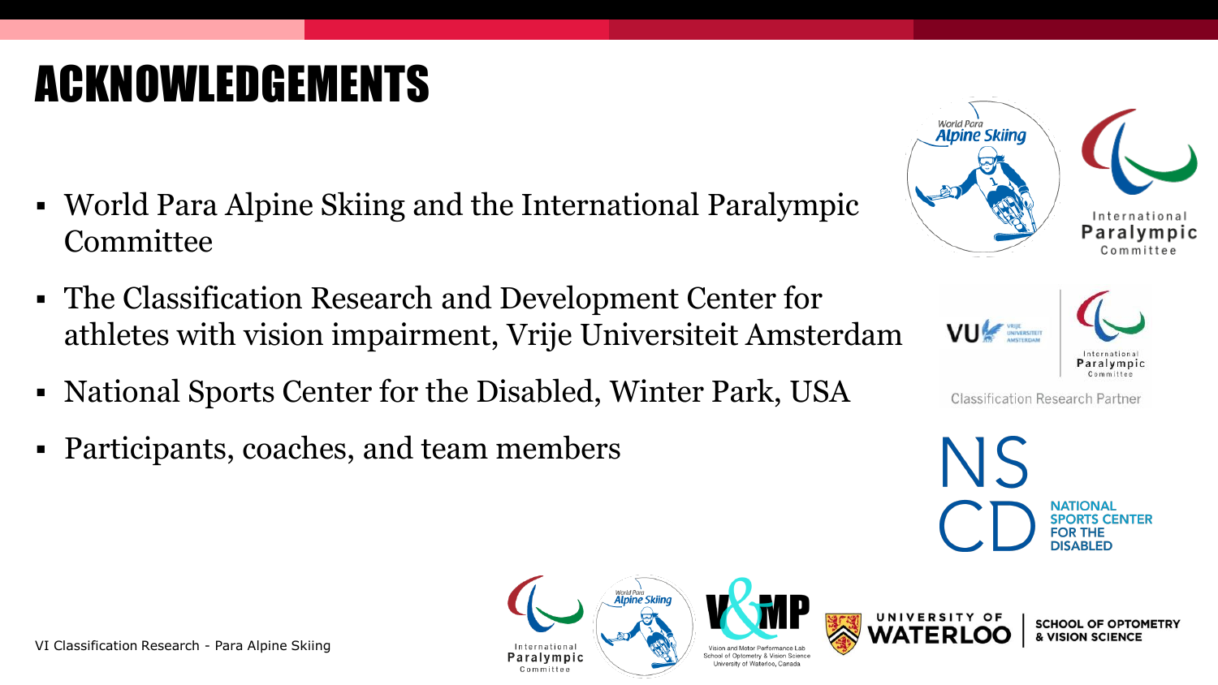# ACKNOWLEDGEMENTS

- World Para Alpine Skiing and the International Paralympic Committee
- The Classification Research and Development Center for athletes with vision impairment, Vrije Universiteit Amsterdam
- National Sports Center for the Disabled, Winter Park, USA
- Participants, coaches, and team members

Classification Research Partner